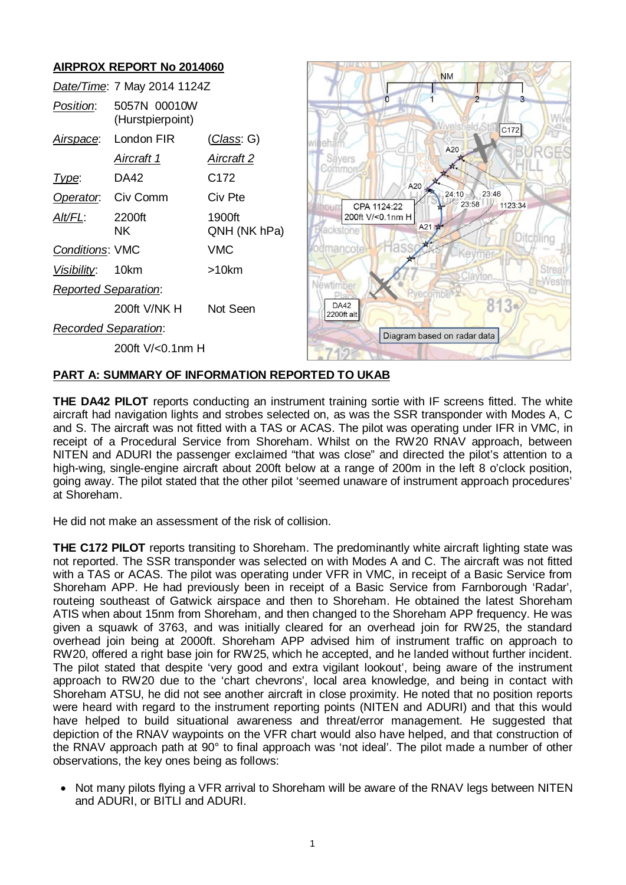## AIRPROX REPORT No 2014060

| | | |
|---|---|---|
| *Date/Time*: | 7 May 2014 1124Z | |
| *Position*: | 5057N 00010W (Hurstpierpoint) | |
| *Airspace*: | London FIR | (*Class*: G) |
| | *Aircraft 1* | *Aircraft 2* |
| *Type*: | DA42 | C172 |
| *Operator*: | Civ Comm | Civ Pte |
| *Alt/FL*: | 2200ft NK | 1900ft QNH (NK hPa) |
| *Conditions*: | VMC | VMC |
| *Visibility*: | 10km | >10km |
| *Reported Separation*: | | |
| | 200ft V/NK H | Not Seen |
| *Recorded Separation*: | | |
| | 200ft V/<0.1nm H | |

## PART A: SUMMARY OF INFORMATION REPORTED TO UKAB

**THE DA42 PILOT** reports conducting an instrument training sortie with IF screens fitted. The white aircraft had navigation lights and strobes selected on, as was the SSR transponder with Modes A, C and S. The aircraft was not fitted with a TAS or ACAS. The pilot was operating under IFR in VMC, in receipt of a Procedural Service from Shoreham. Whilst on the RW20 RNAV approach, between NITEN and ADURI the passenger exclaimed "that was close" and directed the pilot's attention to a high-wing, single-engine aircraft about 200ft below at a range of 200m in the left 8 o'clock position, going away. The pilot stated that the other pilot 'seemed unaware of instrument approach procedures' at Shoreham.

He did not make an assessment of the risk of collision.

**THE C172 PILOT** reports transiting to Shoreham. The predominantly white aircraft lighting state was not reported. The SSR transponder was selected on with Modes A and C. The aircraft was not fitted with a TAS or ACAS. The pilot was operating under VFR in VMC, in receipt of a Basic Service from Shoreham APP. He had previously been in receipt of a Basic Service from Farnborough 'Radar', routeing southeast of Gatwick airspace and then to Shoreham. He obtained the latest Shoreham ATIS when about 15nm from Shoreham, and then changed to the Shoreham APP frequency. He was given a squawk of 3763, and was initially cleared for an overhead join for RW25, the standard overhead join being at 2000ft. Shoreham APP advised him of instrument traffic on approach to RW20, offered a right base join for RW25, which he accepted, and he landed without further incident. The pilot stated that despite 'very good and extra vigilant lookout', being aware of the instrument approach to RW20 due to the 'chart chevrons', local area knowledge, and being in contact with Shoreham ATSU, he did not see another aircraft in close proximity. He noted that no position reports were heard with regard to the instrument reporting points (NITEN and ADURI) and that this would have helped to build situational awareness and threat/error management. He suggested that depiction of the RNAV waypoints on the VFR chart would also have helped, and that construction of the RNAV approach path at 90° to final approach was 'not ideal'. The pilot made a number of other observations, the key ones being as follows:

- Not many pilots flying a VFR arrival to Shoreham will be aware of the RNAV legs between NITEN and ADURI, or BITLI and ADURI.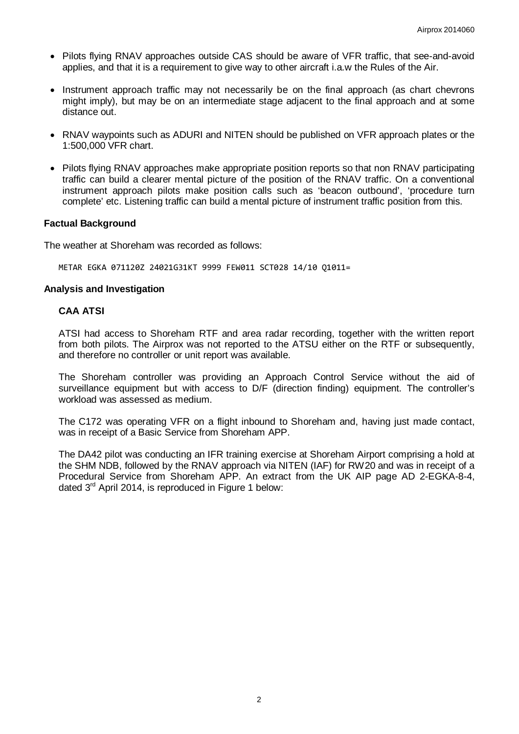- Pilots flying RNAV approaches outside CAS should be aware of VFR traffic, that see-and-avoid applies, and that it is a requirement to give way to other aircraft i.a.w the Rules of the Air.
- Instrument approach traffic may not necessarily be on the final approach (as chart chevrons might imply), but may be on an intermediate stage adjacent to the final approach and at some distance out.
- RNAV waypoints such as ADURI and NITEN should be published on VFR approach plates or the 1:500,000 VFR chart.
- Pilots flying RNAV approaches make appropriate position reports so that non RNAV participating traffic can build a clearer mental picture of the position of the RNAV traffic. On a conventional instrument approach pilots make position calls such as 'beacon outbound', 'procedure turn complete' etc. Listening traffic can build a mental picture of instrument traffic position from this.

### Factual Background

The weather at Shoreham was recorded as follows:

```
METAR EGKA 071120Z 24021G31KT 9999 FEW011 SCT028 14/10 Q1011=
```

### Analysis and Investigation

#### CAA ATSI

ATSI had access to Shoreham RTF and area radar recording, together with the written report from both pilots. The Airprox was not reported to the ATSU either on the RTF or subsequently, and therefore no controller or unit report was available.

The Shoreham controller was providing an Approach Control Service without the aid of surveillance equipment but with access to D/F (direction finding) equipment. The controller's workload was assessed as medium.

The C172 was operating VFR on a flight inbound to Shoreham and, having just made contact, was in receipt of a Basic Service from Shoreham APP.

The DA42 pilot was conducting an IFR training exercise at Shoreham Airport comprising a hold at the SHM NDB, followed by the RNAV approach via NITEN (IAF) for RW20 and was in receipt of a Procedural Service from Shoreham APP. An extract from the UK AIP page AD 2-EGKA-8-4, dated 3rd April 2014, is reproduced in Figure 1 below: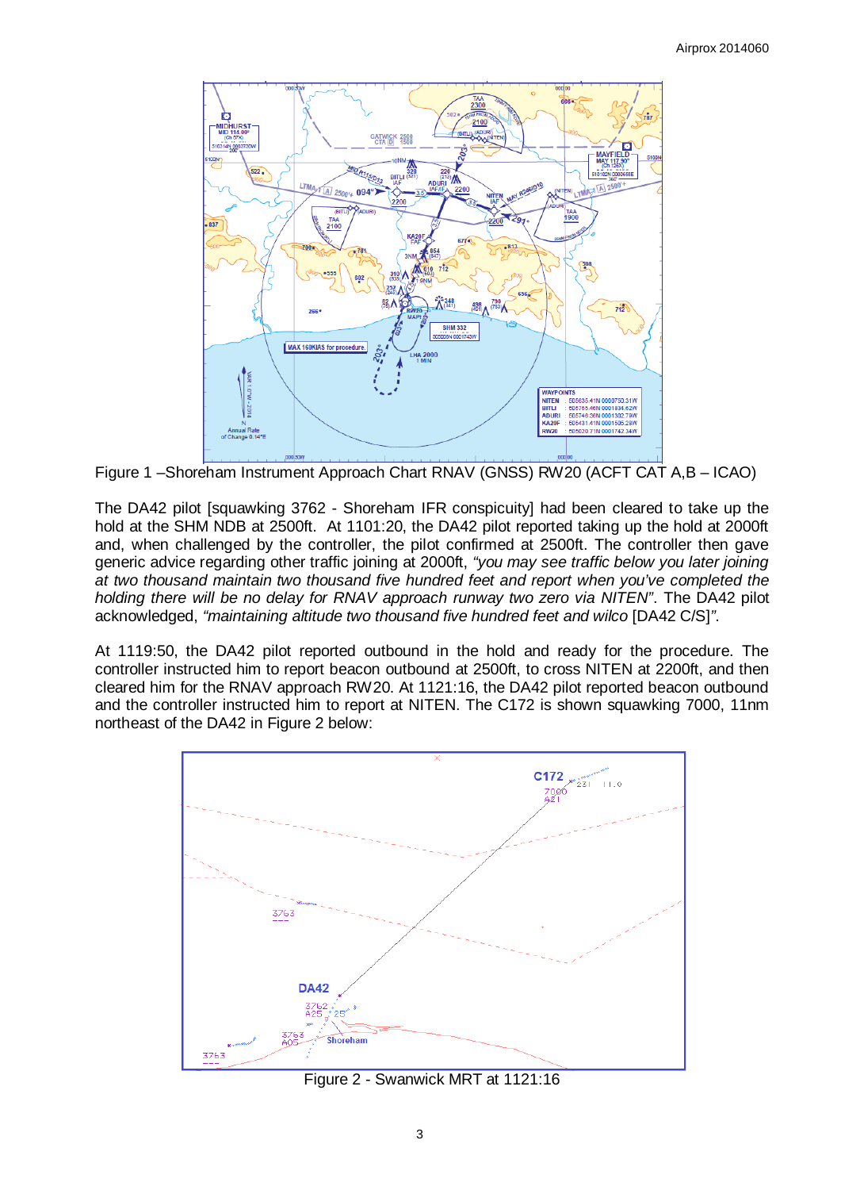Figure 1 –Shoreham Instrument Approach Chart RNAV (GNSS) RW20 (ACFT CAT A,B – ICAO)

The DA42 pilot [squawking 3762 - Shoreham IFR conspicuity] had been cleared to take up the hold at the SHM NDB at 2500ft. At 1101:20, the DA42 pilot reported taking up the hold at 2000ft and, when challenged by the controller, the pilot confirmed at 2500ft. The controller then gave generic advice regarding other traffic joining at 2000ft, *"you may see traffic below you later joining at two thousand maintain two thousand five hundred feet and report when you've completed the holding there will be no delay for RNAV approach runway two zero via NITEN"*. The DA42 pilot acknowledged, *"maintaining altitude two thousand five hundred feet and wilco* [DA42 C/S]*"*.

At 1119:50, the DA42 pilot reported outbound in the hold and ready for the procedure. The controller instructed him to report beacon outbound at 2500ft, to cross NITEN at 2200ft, and then cleared him for the RNAV approach RW20. At 1121:16, the DA42 pilot reported beacon outbound and the controller instructed him to report at NITEN. The C172 is shown squawking 7000, 11nm northeast of the DA42 in Figure 2 below:

Figure 2 - Swanwick MRT at 1121:16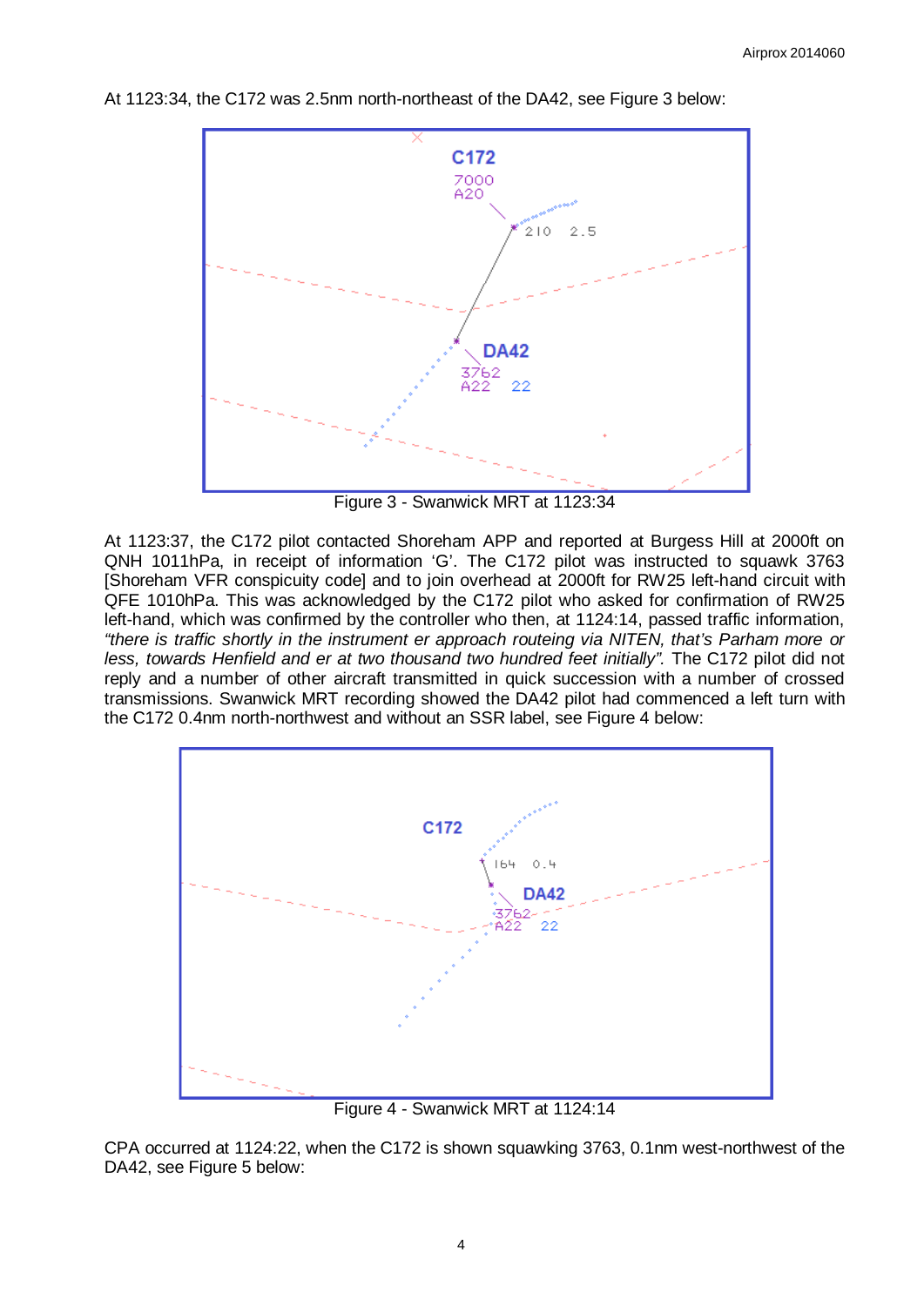At 1123:34, the C172 was 2.5nm north-northeast of the DA42, see Figure 3 below:

Figure 3 - Swanwick MRT at 1123:34

At 1123:37, the C172 pilot contacted Shoreham APP and reported at Burgess Hill at 2000ft on QNH 1011hPa, in receipt of information 'G'. The C172 pilot was instructed to squawk 3763 [Shoreham VFR conspicuity code] and to join overhead at 2000ft for RW25 left-hand circuit with QFE 1010hPa. This was acknowledged by the C172 pilot who asked for confirmation of RW25 left-hand, which was confirmed by the controller who then, at 1124:14, passed traffic information, *"there is traffic shortly in the instrument er approach routeing via NITEN, that's Parham more or less, towards Henfield and er at two thousand two hundred feet initially".* The C172 pilot did not reply and a number of other aircraft transmitted in quick succession with a number of crossed transmissions. Swanwick MRT recording showed the DA42 pilot had commenced a left turn with the C172 0.4nm north-northwest and without an SSR label, see Figure 4 below:

Figure 4 - Swanwick MRT at 1124:14

CPA occurred at 1124:22, when the C172 is shown squawking 3763, 0.1nm west-northwest of the DA42, see Figure 5 below: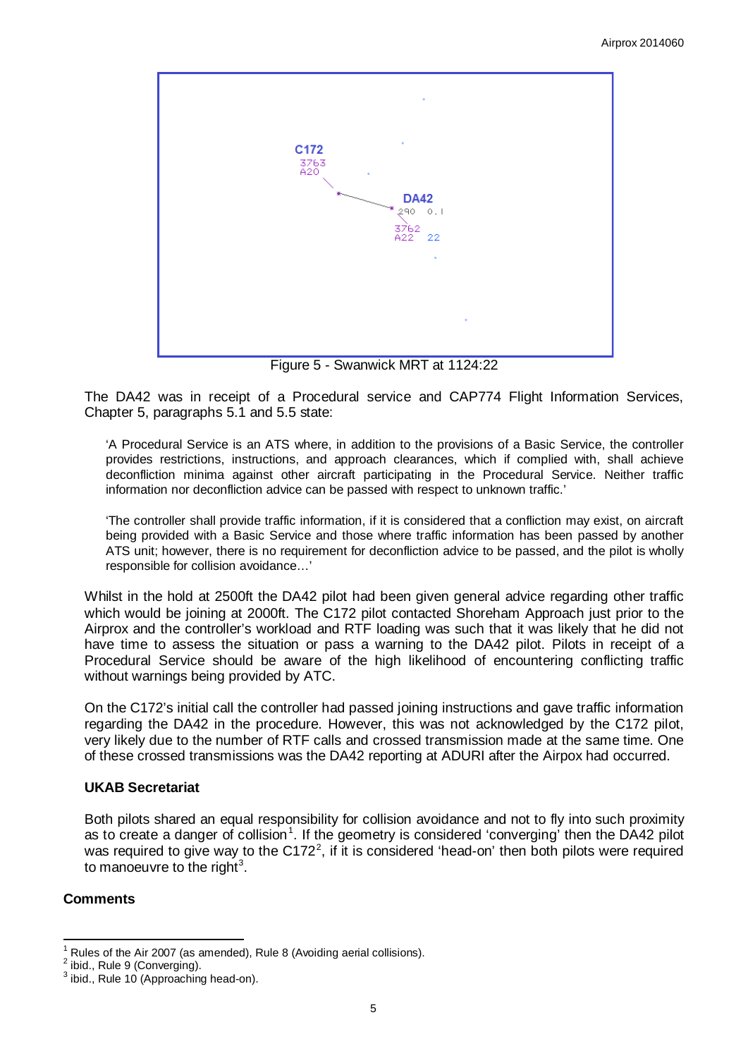Figure 5 - Swanwick MRT at 1124:22

The DA42 was in receipt of a Procedural service and CAP774 Flight Information Services, Chapter 5, paragraphs 5.1 and 5.5 state:

> 'A Procedural Service is an ATS where, in addition to the provisions of a Basic Service, the controller provides restrictions, instructions, and approach clearances, which if complied with, shall achieve deconfliction minima against other aircraft participating in the Procedural Service. Neither traffic information nor deconfliction advice can be passed with respect to unknown traffic.'

> 'The controller shall provide traffic information, if it is considered that a confliction may exist, on aircraft being provided with a Basic Service and those where traffic information has been passed by another ATS unit; however, there is no requirement for deconfliction advice to be passed, and the pilot is wholly responsible for collision avoidance…'

Whilst in the hold at 2500ft the DA42 pilot had been given general advice regarding other traffic which would be joining at 2000ft. The C172 pilot contacted Shoreham Approach just prior to the Airprox and the controller's workload and RTF loading was such that it was likely that he did not have time to assess the situation or pass a warning to the DA42 pilot. Pilots in receipt of a Procedural Service should be aware of the high likelihood of encountering conflicting traffic without warnings being provided by ATC.

On the C172's initial call the controller had passed joining instructions and gave traffic information regarding the DA42 in the procedure. However, this was not acknowledged by the C172 pilot, very likely due to the number of RTF calls and crossed transmission made at the same time. One of these crossed transmissions was the DA42 reporting at ADURI after the Airpox had occurred.

### UKAB Secretariat

Both pilots shared an equal responsibility for collision avoidance and not to fly into such proximity as to create a danger of collision[1]. If the geometry is considered 'converging' then the DA42 pilot was required to give way to the C172[2], if it is considered 'head-on' then both pilots were required to manoeuvre to the right[3].

## Comments

---

[1] Rules of the Air 2007 (as amended), Rule 8 (Avoiding aerial collisions).
[2] ibid., Rule 9 (Converging).
[3] ibid., Rule 10 (Approaching head-on).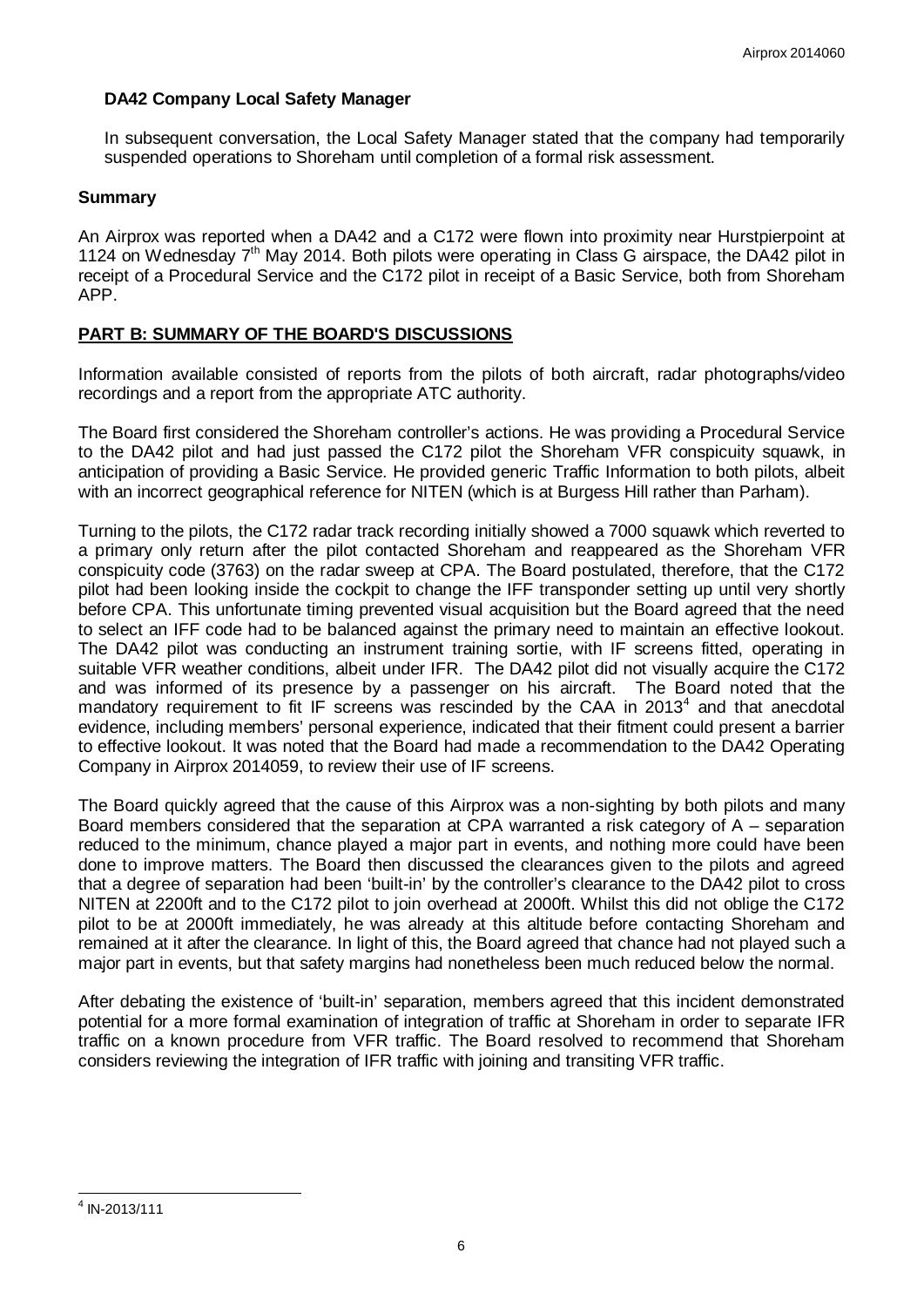**DA42 Company Local Safety Manager**

In subsequent conversation, the Local Safety Manager stated that the company had temporarily suspended operations to Shoreham until completion of a formal risk assessment.

## Summary

An Airprox was reported when a DA42 and a C172 were flown into proximity near Hurstpierpoint at 1124 on Wednesday 7th May 2014. Both pilots were operating in Class G airspace, the DA42 pilot in receipt of a Procedural Service and the C172 pilot in receipt of a Basic Service, both from Shoreham APP.

## PART B: SUMMARY OF THE BOARD'S DISCUSSIONS

Information available consisted of reports from the pilots of both aircraft, radar photographs/video recordings and a report from the appropriate ATC authority.

The Board first considered the Shoreham controller's actions. He was providing a Procedural Service to the DA42 pilot and had just passed the C172 pilot the Shoreham VFR conspicuity squawk, in anticipation of providing a Basic Service. He provided generic Traffic Information to both pilots, albeit with an incorrect geographical reference for NITEN (which is at Burgess Hill rather than Parham).

Turning to the pilots, the C172 radar track recording initially showed a 7000 squawk which reverted to a primary only return after the pilot contacted Shoreham and reappeared as the Shoreham VFR conspicuity code (3763) on the radar sweep at CPA. The Board postulated, therefore, that the C172 pilot had been looking inside the cockpit to change the IFF transponder setting up until very shortly before CPA. This unfortunate timing prevented visual acquisition but the Board agreed that the need to select an IFF code had to be balanced against the primary need to maintain an effective lookout. The DA42 pilot was conducting an instrument training sortie, with IF screens fitted, operating in suitable VFR weather conditions, albeit under IFR. The DA42 pilot did not visually acquire the C172 and was informed of its presence by a passenger on his aircraft. The Board noted that the mandatory requirement to fit IF screens was rescinded by the CAA in 2013[4] and that anecdotal evidence, including members' personal experience, indicated that their fitment could present a barrier to effective lookout. It was noted that the Board had made a recommendation to the DA42 Operating Company in Airprox 2014059, to review their use of IF screens.

The Board quickly agreed that the cause of this Airprox was a non-sighting by both pilots and many Board members considered that the separation at CPA warranted a risk category of A – separation reduced to the minimum, chance played a major part in events, and nothing more could have been done to improve matters. The Board then discussed the clearances given to the pilots and agreed that a degree of separation had been 'built-in' by the controller's clearance to the DA42 pilot to cross NITEN at 2200ft and to the C172 pilot to join overhead at 2000ft. Whilst this did not oblige the C172 pilot to be at 2000ft immediately, he was already at this altitude before contacting Shoreham and remained at it after the clearance. In light of this, the Board agreed that chance had not played such a major part in events, but that safety margins had nonetheless been much reduced below the normal.

After debating the existence of 'built-in' separation, members agreed that this incident demonstrated potential for a more formal examination of integration of traffic at Shoreham in order to separate IFR traffic on a known procedure from VFR traffic. The Board resolved to recommend that Shoreham considers reviewing the integration of IFR traffic with joining and transiting VFR traffic.

[4] IN-2013/111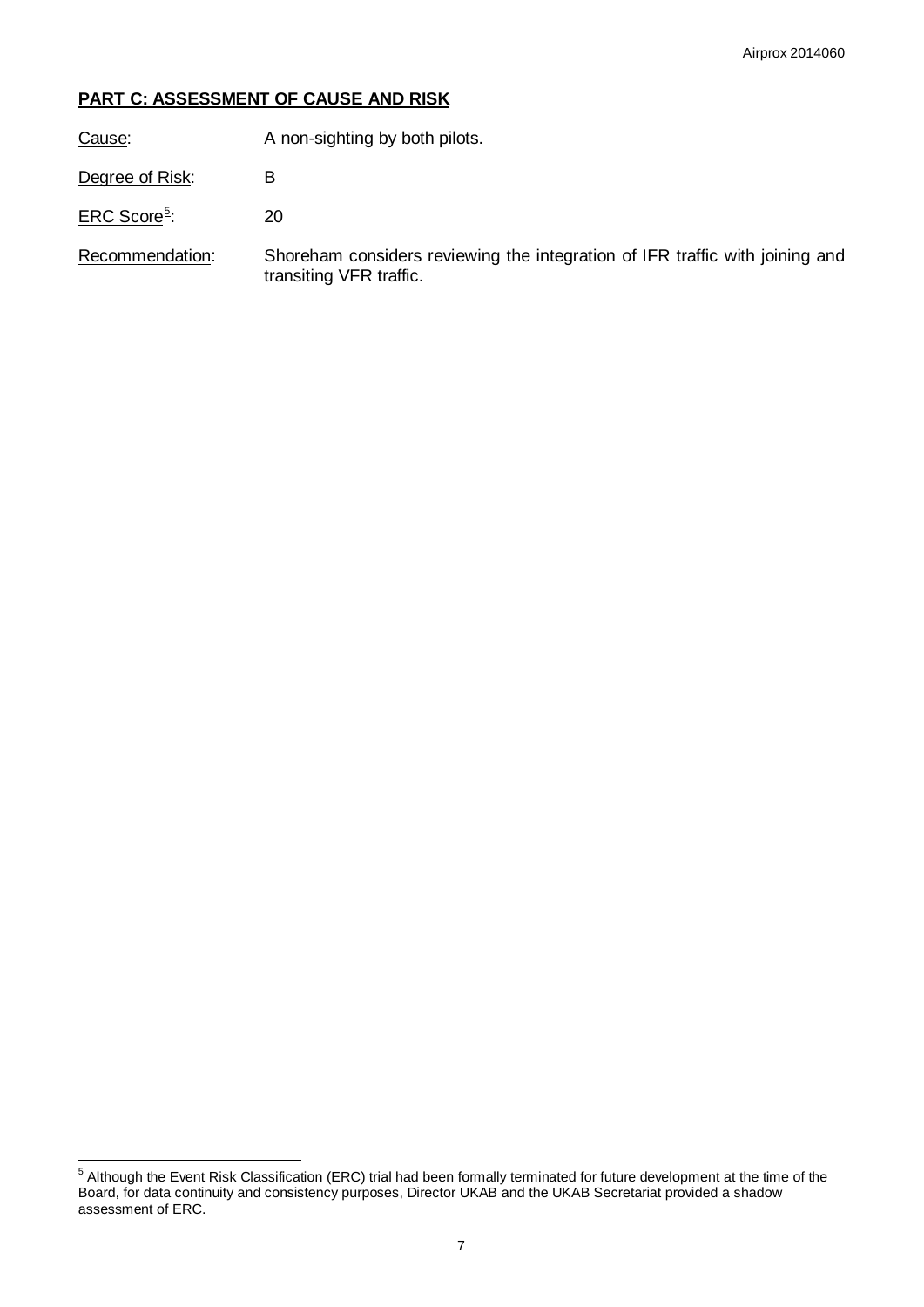**PART C: ASSESSMENT OF CAUSE AND RISK**

Cause: A non-sighting by both pilots.

Degree of Risk: B

ERC Score[5]: 20

Recommendation: Shoreham considers reviewing the integration of IFR traffic with joining and transiting VFR traffic.

[5] Although the Event Risk Classification (ERC) trial had been formally terminated for future development at the time of the Board, for data continuity and consistency purposes, Director UKAB and the UKAB Secretariat provided a shadow assessment of ERC.